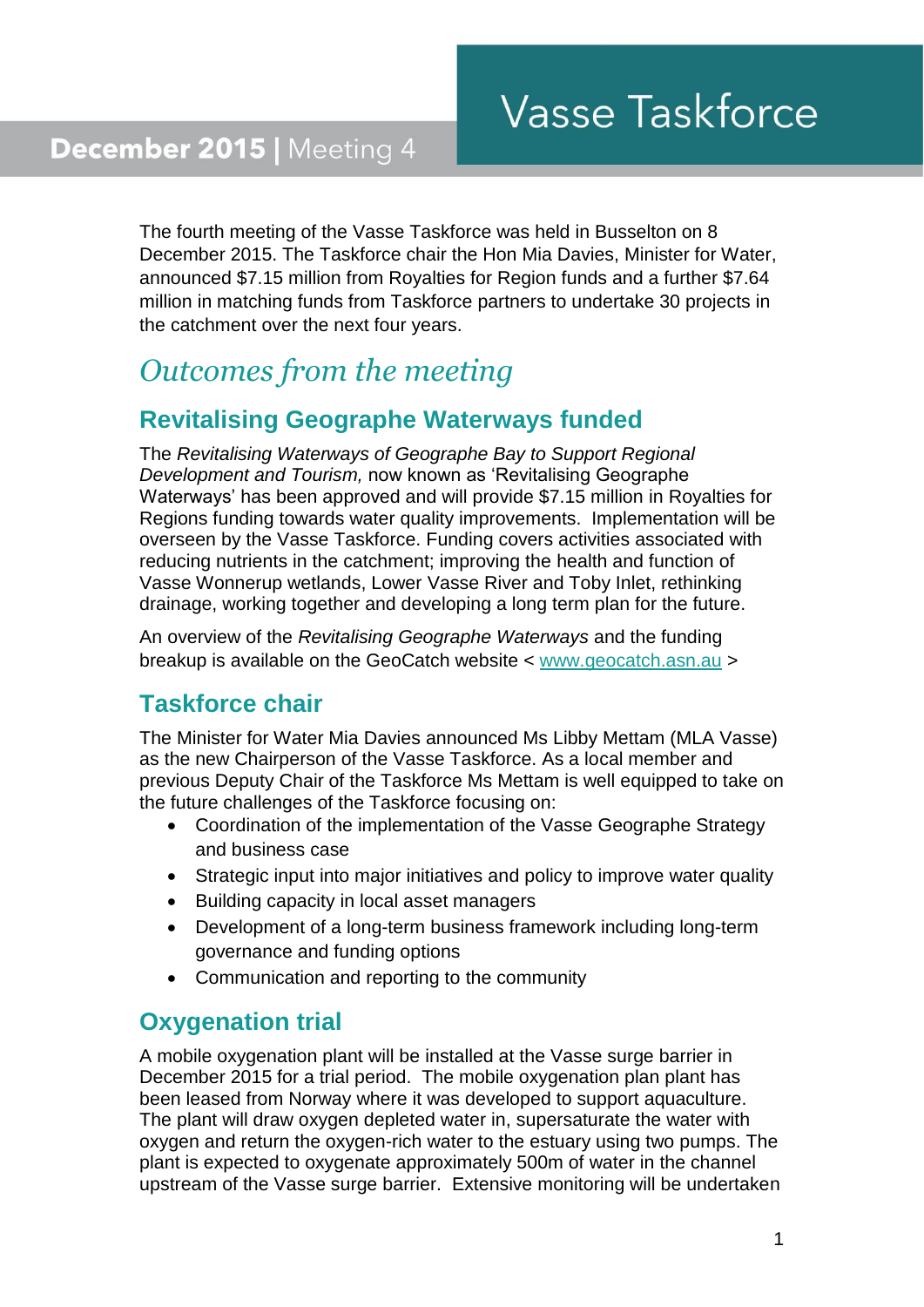# Vasse Taskforce

**December 2015 |** Meeting 4

The fourth meeting of the Vasse Taskforce was held in Busselton on 8 December 2015. The Taskforce chair the Hon Mia Davies, Minister for Water, announced $7.15 million from Royalties for Region funds and a further $7.64 million in matching funds from Taskforce partners to undertake 30 projects in the catchment over the next four years.

## *Outcomes from the meeting*

### Revitalising Geographe Waterways funded

The *Revitalising Waterways of Geographe Bay to Support Regional Development and Tourism,* now known as 'Revitalising Geographe Waterways' has been approved and will provide $7.15 million in Royalties for Regions funding towards water quality improvements. Implementation will be overseen by the Vasse Taskforce. Funding covers activities associated with reducing nutrients in the catchment; improving the health and function of Vasse Wonnerup wetlands, Lower Vasse River and Toby Inlet, rethinking drainage, working together and developing a long term plan for the future.

An overview of the *Revitalising Geographe Waterways* and the funding breakup is available on the GeoCatch website < www.geocatch.asn.au >

### Taskforce chair

The Minister for Water Mia Davies announced Ms Libby Mettam (MLA Vasse) as the new Chairperson of the Vasse Taskforce. As a local member and previous Deputy Chair of the Taskforce Ms Mettam is well equipped to take on the future challenges of the Taskforce focusing on:

- Coordination of the implementation of the Vasse Geographe Strategy and business case
- Strategic input into major initiatives and policy to improve water quality
- Building capacity in local asset managers
- Development of a long-term business framework including long-term governance and funding options
- Communication and reporting to the community

### Oxygenation trial

A mobile oxygenation plant will be installed at the Vasse surge barrier in December 2015 for a trial period. The mobile oxygenation plan plant has been leased from Norway where it was developed to support aquaculture. The plant will draw oxygen depleted water in, supersaturate the water with oxygen and return the oxygen-rich water to the estuary using two pumps. The plant is expected to oxygenate approximately 500m of water in the channel upstream of the Vasse surge barrier. Extensive monitoring will be undertaken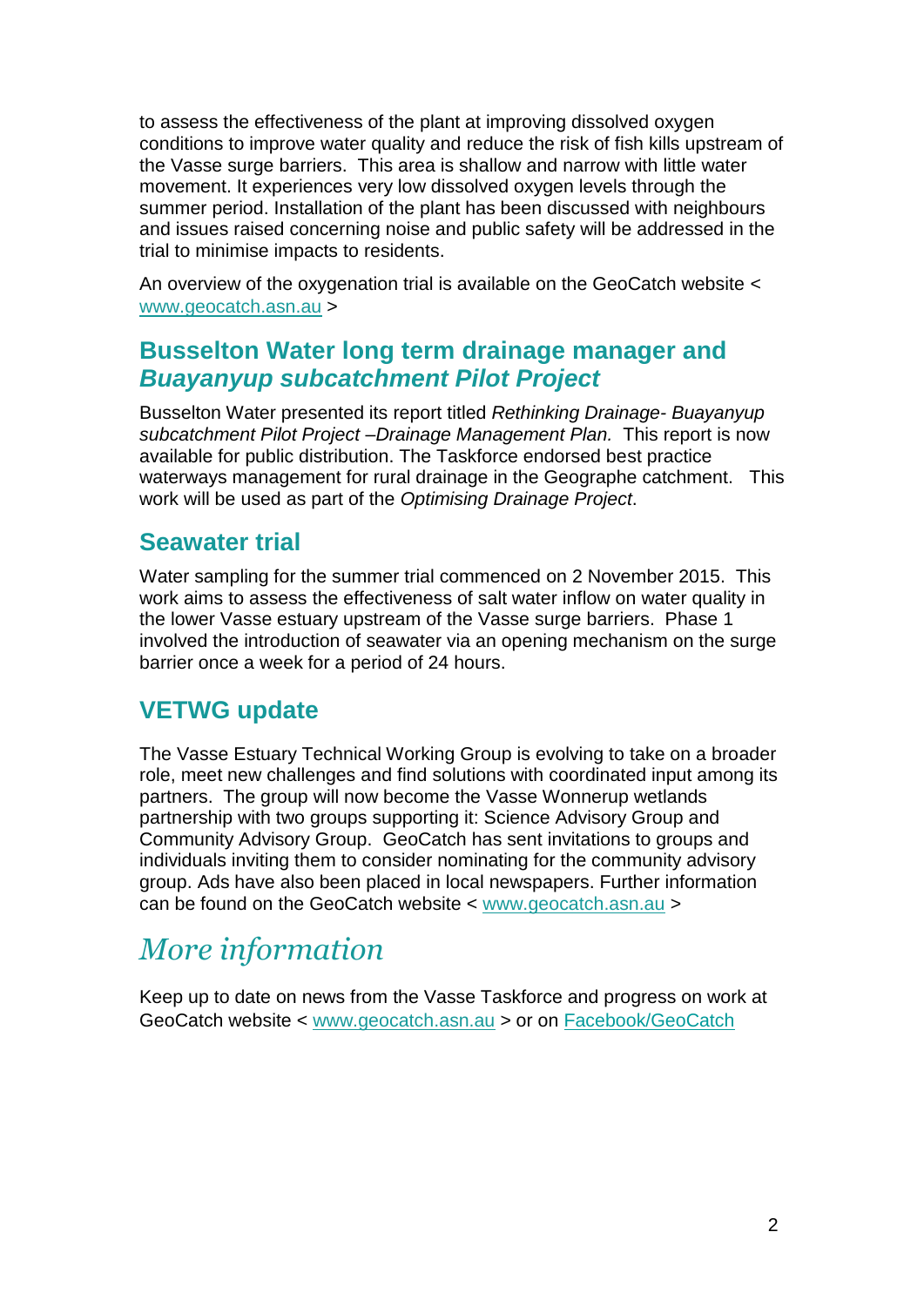to assess the effectiveness of the plant at improving dissolved oxygen conditions to improve water quality and reduce the risk of fish kills upstream of the Vasse surge barriers. This area is shallow and narrow with little water movement. It experiences very low dissolved oxygen levels through the summer period. Installation of the plant has been discussed with neighbours and issues raised concerning noise and public safety will be addressed in the trial to minimise impacts to residents.

An overview of the oxygenation trial is available on the GeoCatch website < www.geocatch.asn.au >

## Busselton Water long term drainage manager and *Buayanyup subcatchment Pilot Project*

Busselton Water presented its report titled *Rethinking Drainage- Buayanyup subcatchment Pilot Project –Drainage Management Plan.* This report is now available for public distribution. The Taskforce endorsed best practice waterways management for rural drainage in the Geographe catchment. This work will be used as part of the *Optimising Drainage Project*.

## Seawater trial

Water sampling for the summer trial commenced on 2 November 2015. This work aims to assess the effectiveness of salt water inflow on water quality in the lower Vasse estuary upstream of the Vasse surge barriers. Phase 1 involved the introduction of seawater via an opening mechanism on the surge barrier once a week for a period of 24 hours.

## VETWG update

The Vasse Estuary Technical Working Group is evolving to take on a broader role, meet new challenges and find solutions with coordinated input among its partners. The group will now become the Vasse Wonnerup wetlands partnership with two groups supporting it: Science Advisory Group and Community Advisory Group. GeoCatch has sent invitations to groups and individuals inviting them to consider nominating for the community advisory group. Ads have also been placed in local newspapers. Further information can be found on the GeoCatch website < www.geocatch.asn.au >

# *More information*

Keep up to date on news from the Vasse Taskforce and progress on work at GeoCatch website < www.geocatch.asn.au > or on Facebook/GeoCatch